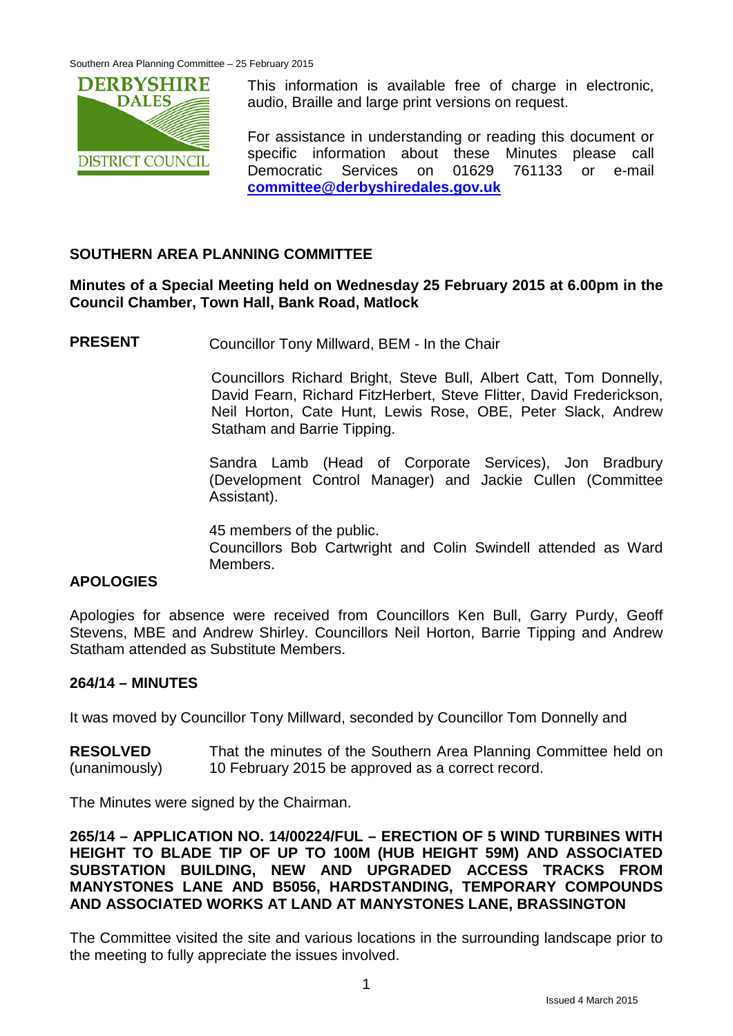This information is available free of charge in electronic, audio, Braille and large print versions on request.

For assistance in understanding or reading this document or specific information about these Minutes please call Democratic Services on 01629 761133 or e-mail **committee@derbyshiredales.gov.uk**

## SOUTHERN AREA PLANNING COMMITTEE

**Minutes of a Special Meeting held on Wednesday 25 February 2015 at 6.00pm in the Council Chamber, Town Hall, Bank Road, Matlock**

**PRESENT** Councillor Tony Millward, BEM - In the Chair

Councillors Richard Bright, Steve Bull, Albert Catt, Tom Donnelly, David Fearn, Richard FitzHerbert, Steve Flitter, David Frederickson, Neil Horton, Cate Hunt, Lewis Rose, OBE, Peter Slack, Andrew Statham and Barrie Tipping.

Sandra Lamb (Head of Corporate Services), Jon Bradbury (Development Control Manager) and Jackie Cullen (Committee Assistant).

45 members of the public.
Councillors Bob Cartwright and Colin Swindell attended as Ward Members.

### APOLOGIES

Apologies for absence were received from Councillors Ken Bull, Garry Purdy, Geoff Stevens, MBE and Andrew Shirley. Councillors Neil Horton, Barrie Tipping and Andrew Statham attended as Substitute Members.

### 264/14 – MINUTES

It was moved by Councillor Tony Millward, seconded by Councillor Tom Donnelly and

**RESOLVED** (unanimously) That the minutes of the Southern Area Planning Committee held on 10 February 2015 be approved as a correct record.

The Minutes were signed by the Chairman.

### 265/14 – APPLICATION NO. 14/00224/FUL – ERECTION OF 5 WIND TURBINES WITH HEIGHT TO BLADE TIP OF UP TO 100M (HUB HEIGHT 59M) AND ASSOCIATED SUBSTATION BUILDING, NEW AND UPGRADED ACCESS TRACKS FROM MANYSTONES LANE AND B5056, HARDSTANDING, TEMPORARY COMPOUNDS AND ASSOCIATED WORKS AT LAND AT MANYSTONES LANE, BRASSINGTON

The Committee visited the site and various locations in the surrounding landscape prior to the meeting to fully appreciate the issues involved.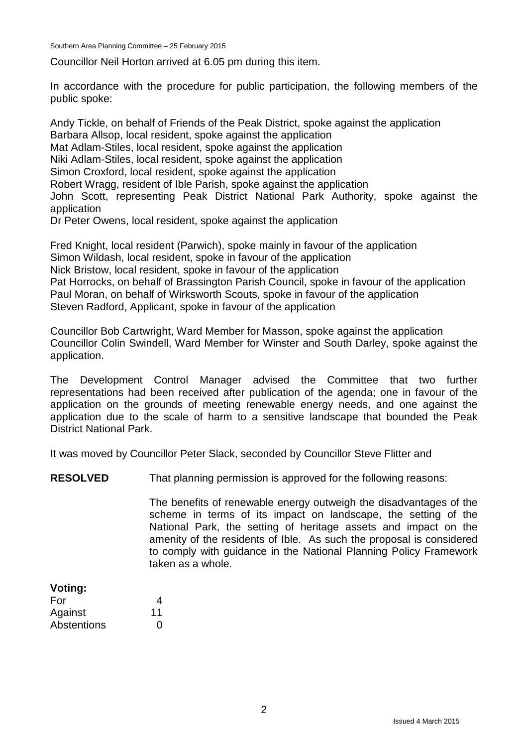Councillor Neil Horton arrived at 6.05 pm during this item.

In accordance with the procedure for public participation, the following members of the public spoke:

Andy Tickle, on behalf of Friends of the Peak District, spoke against the application
Barbara Allsop, local resident, spoke against the application
Mat Adlam-Stiles, local resident, spoke against the application
Niki Adlam-Stiles, local resident, spoke against the application
Simon Croxford, local resident, spoke against the application
Robert Wragg, resident of Ible Parish, spoke against the application
John Scott, representing Peak District National Park Authority, spoke against the application
Dr Peter Owens, local resident, spoke against the application

Fred Knight, local resident (Parwich), spoke mainly in favour of the application
Simon Wildash, local resident, spoke in favour of the application
Nick Bristow, local resident, spoke in favour of the application
Pat Horrocks, on behalf of Brassington Parish Council, spoke in favour of the application
Paul Moran, on behalf of Wirksworth Scouts, spoke in favour of the application
Steven Radford, Applicant, spoke in favour of the application

Councillor Bob Cartwright, Ward Member for Masson, spoke against the application
Councillor Colin Swindell, Ward Member for Winster and South Darley, spoke against the application.

The Development Control Manager advised the Committee that two further representations had been received after publication of the agenda; one in favour of the application on the grounds of meeting renewable energy needs, and one against the application due to the scale of harm to a sensitive landscape that bounded the Peak District National Park.

It was moved by Councillor Peter Slack, seconded by Councillor Steve Flitter and

**RESOLVED** That planning permission is approved for the following reasons:

The benefits of renewable energy outweigh the disadvantages of the scheme in terms of its impact on landscape, the setting of the National Park, the setting of heritage assets and impact on the amenity of the residents of Ible. As such the proposal is considered to comply with guidance in the National Planning Policy Framework taken as a whole.

**Voting:**

| | |
|---|---|
| For | 4 |
| Against | 11 |
| Abstentions | 0 |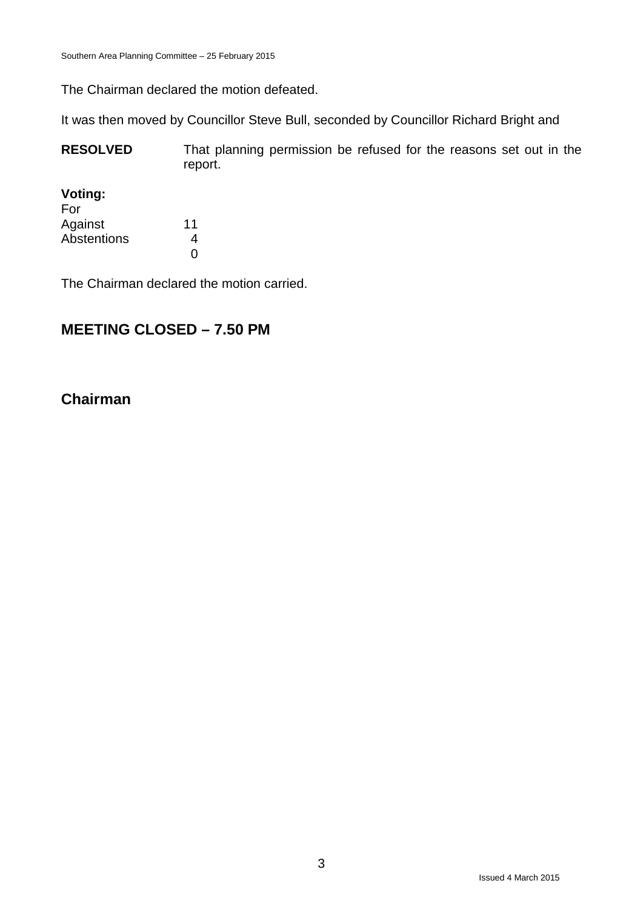The Chairman declared the motion defeated.

It was then moved by Councillor Steve Bull, seconded by Councillor Richard Bright and

**RESOLVED** That planning permission be refused for the reasons set out in the report.

**Voting:**

| | |
|---|---|
| For | 11 |
| Against | 4 |
| Abstentions | 0 |

The Chairman declared the motion carried.

## MEETING CLOSED – 7.50 PM

## Chairman